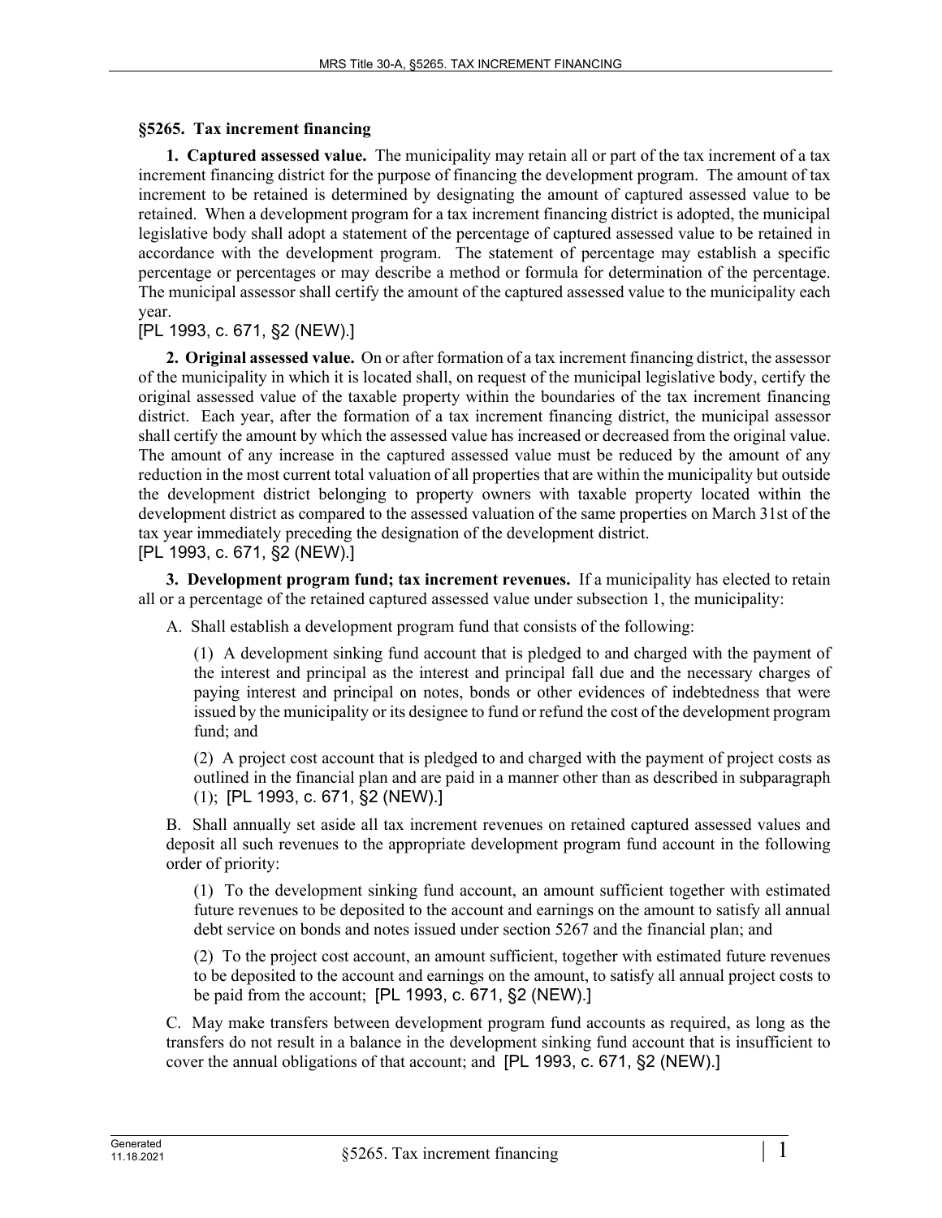## §5265. Tax increment financing

**1. Captured assessed value.** The municipality may retain all or part of the tax increment of a tax increment financing district for the purpose of financing the development program. The amount of tax increment to be retained is determined by designating the amount of captured assessed value to be retained. When a development program for a tax increment financing district is adopted, the municipal legislative body shall adopt a statement of the percentage of captured assessed value to be retained in accordance with the development program. The statement of percentage may establish a specific percentage or percentages or may describe a method or formula for determination of the percentage. The municipal assessor shall certify the amount of the captured assessed value to the municipality each year.

[PL 1993, c. 671, §2 (NEW).]

**2. Original assessed value.** On or after formation of a tax increment financing district, the assessor of the municipality in which it is located shall, on request of the municipal legislative body, certify the original assessed value of the taxable property within the boundaries of the tax increment financing district. Each year, after the formation of a tax increment financing district, the municipal assessor shall certify the amount by which the assessed value has increased or decreased from the original value. The amount of any increase in the captured assessed value must be reduced by the amount of any reduction in the most current total valuation of all properties that are within the municipality but outside the development district belonging to property owners with taxable property located within the development district as compared to the assessed valuation of the same properties on March 31st of the tax year immediately preceding the designation of the development district.

[PL 1993, c. 671, §2 (NEW).]

**3. Development program fund; tax increment revenues.** If a municipality has elected to retain all or a percentage of the retained captured assessed value under subsection 1, the municipality:

A. Shall establish a development program fund that consists of the following:

(1) A development sinking fund account that is pledged to and charged with the payment of the interest and principal as the interest and principal fall due and the necessary charges of paying interest and principal on notes, bonds or other evidences of indebtedness that were issued by the municipality or its designee to fund or refund the cost of the development program fund; and

(2) A project cost account that is pledged to and charged with the payment of project costs as outlined in the financial plan and are paid in a manner other than as described in subparagraph (1); [PL 1993, c. 671, §2 (NEW).]

B. Shall annually set aside all tax increment revenues on retained captured assessed values and deposit all such revenues to the appropriate development program fund account in the following order of priority:

(1) To the development sinking fund account, an amount sufficient together with estimated future revenues to be deposited to the account and earnings on the amount to satisfy all annual debt service on bonds and notes issued under section 5267 and the financial plan; and

(2) To the project cost account, an amount sufficient, together with estimated future revenues to be deposited to the account and earnings on the amount, to satisfy all annual project costs to be paid from the account; [PL 1993, c. 671, §2 (NEW).]

C. May make transfers between development program fund accounts as required, as long as the transfers do not result in a balance in the development sinking fund account that is insufficient to cover the annual obligations of that account; and [PL 1993, c. 671, §2 (NEW).]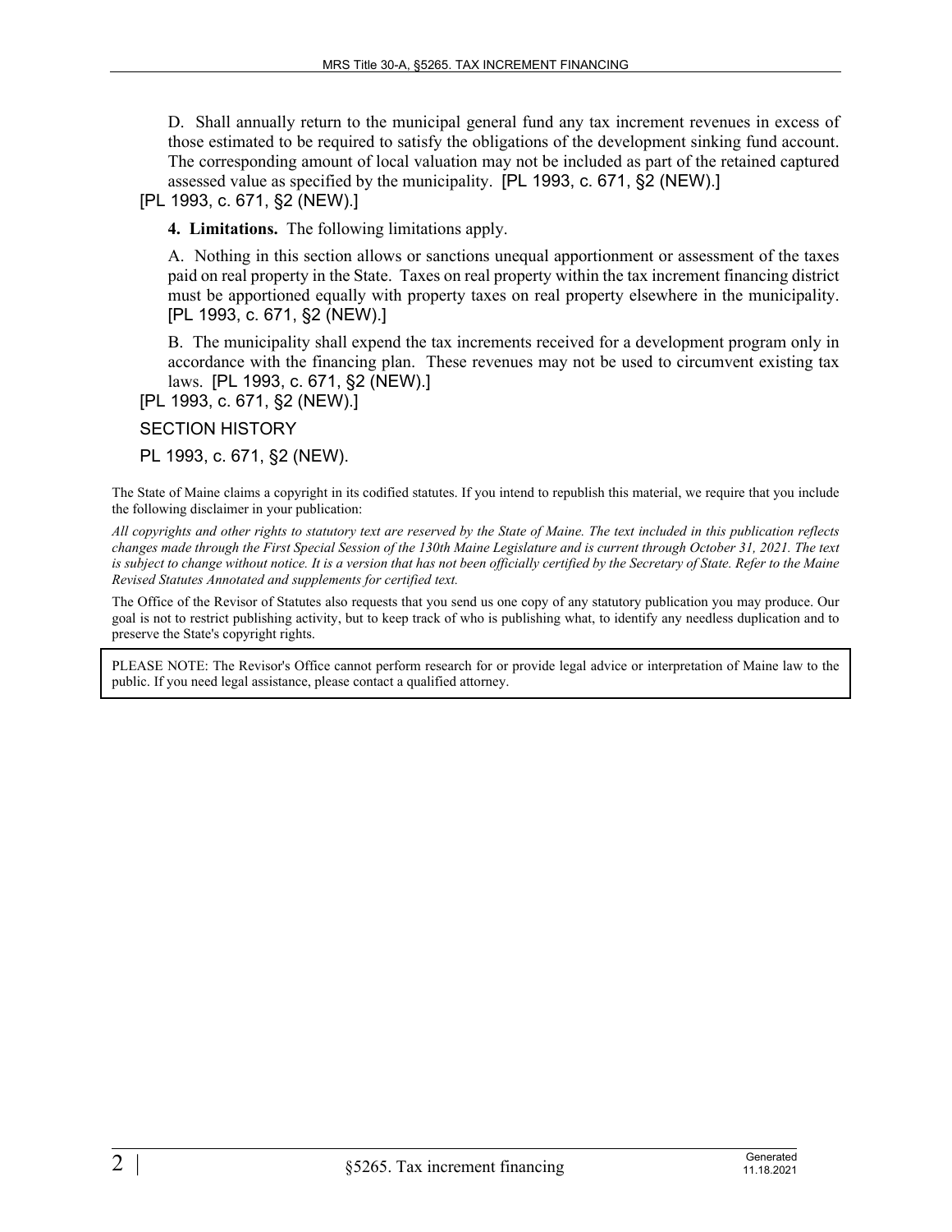D. Shall annually return to the municipal general fund any tax increment revenues in excess of those estimated to be required to satisfy the obligations of the development sinking fund account. The corresponding amount of local valuation may not be included as part of the retained captured assessed value as specified by the municipality. [PL 1993, c. 671, §2 (NEW).]

[PL 1993, c. 671, §2 (NEW).]

**4. Limitations.** The following limitations apply.

A. Nothing in this section allows or sanctions unequal apportionment or assessment of the taxes paid on real property in the State. Taxes on real property within the tax increment financing district must be apportioned equally with property taxes on real property elsewhere in the municipality. [PL 1993, c. 671, §2 (NEW).]

B. The municipality shall expend the tax increments received for a development program only in accordance with the financing plan. These revenues may not be used to circumvent existing tax laws. [PL 1993, c. 671, §2 (NEW).]

[PL 1993, c. 671, §2 (NEW).]

SECTION HISTORY

PL 1993, c. 671, §2 (NEW).

The State of Maine claims a copyright in its codified statutes. If you intend to republish this material, we require that you include the following disclaimer in your publication:

*All copyrights and other rights to statutory text are reserved by the State of Maine. The text included in this publication reflects changes made through the First Special Session of the 130th Maine Legislature and is current through October 31, 2021. The text is subject to change without notice. It is a version that has not been officially certified by the Secretary of State. Refer to the Maine Revised Statutes Annotated and supplements for certified text.*

The Office of the Revisor of Statutes also requests that you send us one copy of any statutory publication you may produce. Our goal is not to restrict publishing activity, but to keep track of who is publishing what, to identify any needless duplication and to preserve the State's copyright rights.

PLEASE NOTE: The Revisor's Office cannot perform research for or provide legal advice or interpretation of Maine law to the public. If you need legal assistance, please contact a qualified attorney.